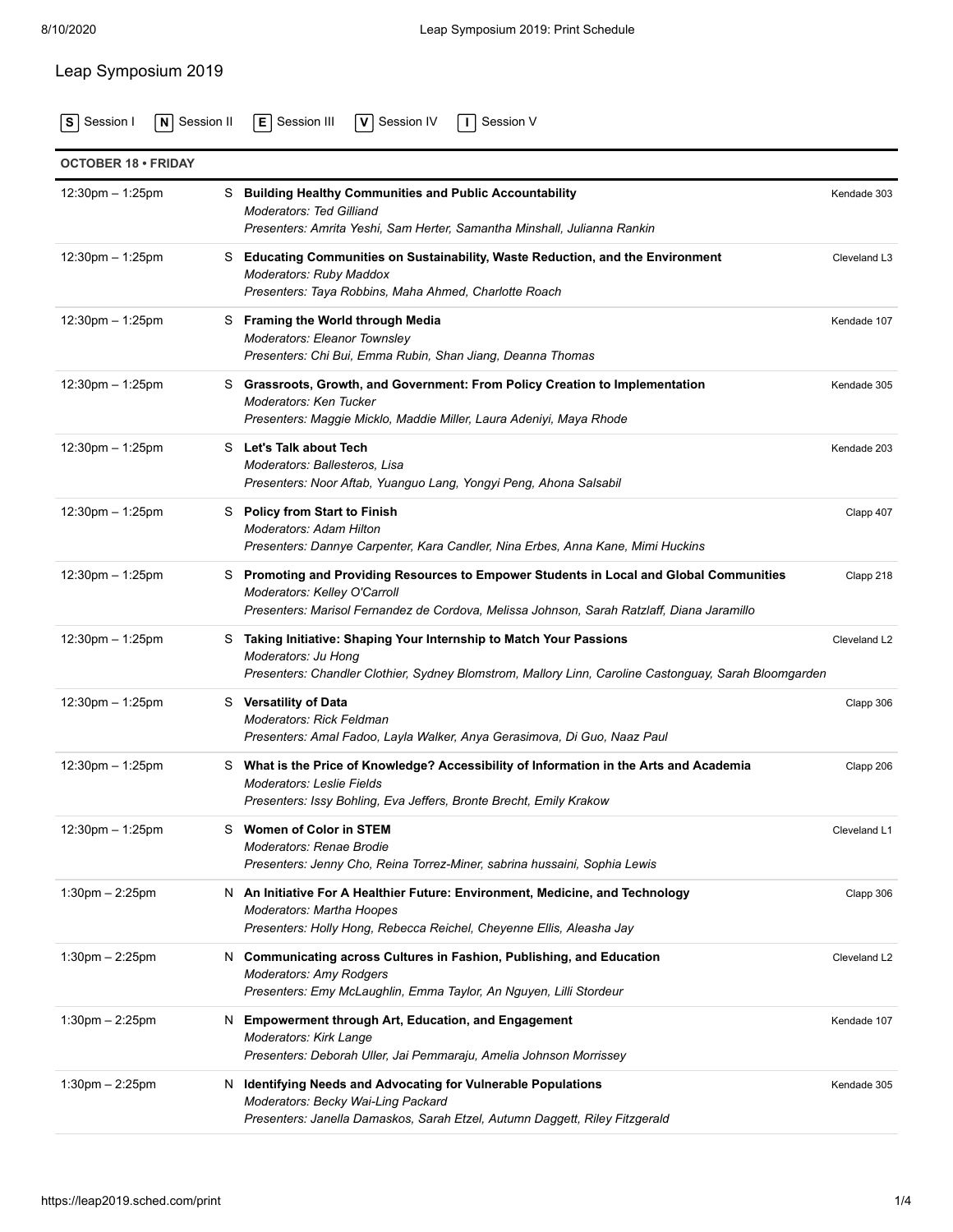# Leap Symposium 2019

**S** Session I **N** Session II **E** Session III **V** Session IV **I** Session V

## OCTOBER 18 • FRIDAY

| Time | Session | Title / Moderators / Presenters | Location |
|---|---|---|---|
| 12:30pm – 1:25pm | S | **Building Healthy Communities and Public Accountability**<br>*Moderators: Ted Gilliand*<br>*Presenters: Amrita Yeshi, Sam Herter, Samantha Minshall, Julianna Rankin* | Kendade 303 |
| 12:30pm – 1:25pm | S | **Educating Communities on Sustainability, Waste Reduction, and the Environment**<br>*Moderators: Ruby Maddox*<br>*Presenters: Taya Robbins, Maha Ahmed, Charlotte Roach* | Cleveland L3 |
| 12:30pm – 1:25pm | S | **Framing the World through Media**<br>*Moderators: Eleanor Townsley*<br>*Presenters: Chi Bui, Emma Rubin, Shan Jiang, Deanna Thomas* | Kendade 107 |
| 12:30pm – 1:25pm | S | **Grassroots, Growth, and Government: From Policy Creation to Implementation**<br>*Moderators: Ken Tucker*<br>*Presenters: Maggie Micklo, Maddie Miller, Laura Adeniyi, Maya Rhode* | Kendade 305 |
| 12:30pm – 1:25pm | S | **Let's Talk about Tech**<br>*Moderators: Ballesteros, Lisa*<br>*Presenters: Noor Aftab, Yuanguo Lang, Yongyi Peng, Ahona Salsabil* | Kendade 203 |
| 12:30pm – 1:25pm | S | **Policy from Start to Finish**<br>*Moderators: Adam Hilton*<br>*Presenters: Dannye Carpenter, Kara Candler, Nina Erbes, Anna Kane, Mimi Huckins* | Clapp 407 |
| 12:30pm – 1:25pm | S | **Promoting and Providing Resources to Empower Students in Local and Global Communities**<br>*Moderators: Kelley O'Carroll*<br>*Presenters: Marisol Fernandez de Cordova, Melissa Johnson, Sarah Ratzlaff, Diana Jaramillo* | Clapp 218 |
| 12:30pm – 1:25pm | S | **Taking Initiative: Shaping Your Internship to Match Your Passions**<br>*Moderators: Ju Hong*<br>*Presenters: Chandler Clothier, Sydney Blomstrom, Mallory Linn, Caroline Castonguay, Sarah Bloomgarden* | Cleveland L2 |
| 12:30pm – 1:25pm | S | **Versatility of Data**<br>*Moderators: Rick Feldman*<br>*Presenters: Amal Fadoo, Layla Walker, Anya Gerasimova, Di Guo, Naaz Paul* | Clapp 306 |
| 12:30pm – 1:25pm | S | **What is the Price of Knowledge? Accessibility of Information in the Arts and Academia**<br>*Moderators: Leslie Fields*<br>*Presenters: Issy Bohling, Eva Jeffers, Bronte Brecht, Emily Krakow* | Clapp 206 |
| 12:30pm – 1:25pm | S | **Women of Color in STEM**<br>*Moderators: Renae Brodie*<br>*Presenters: Jenny Cho, Reina Torrez-Miner, sabrina hussaini, Sophia Lewis* | Cleveland L1 |
| 1:30pm – 2:25pm | N | **An Initiative For A Healthier Future: Environment, Medicine, and Technology**<br>*Moderators: Martha Hoopes*<br>*Presenters: Holly Hong, Rebecca Reichel, Cheyenne Ellis, Aleasha Jay* | Clapp 306 |
| 1:30pm – 2:25pm | N | **Communicating across Cultures in Fashion, Publishing, and Education**<br>*Moderators: Amy Rodgers*<br>*Presenters: Emy McLaughlin, Emma Taylor, An Nguyen, Lilli Stordeur* | Cleveland L2 |
| 1:30pm – 2:25pm | N | **Empowerment through Art, Education, and Engagement**<br>*Moderators: Kirk Lange*<br>*Presenters: Deborah Uller, Jai Pemmaraju, Amelia Johnson Morrissey* | Kendade 107 |
| 1:30pm – 2:25pm | N | **Identifying Needs and Advocating for Vulnerable Populations**<br>*Moderators: Becky Wai-Ling Packard*<br>*Presenters: Janella Damaskos, Sarah Etzel, Autumn Daggett, Riley Fitzgerald* | Kendade 305 |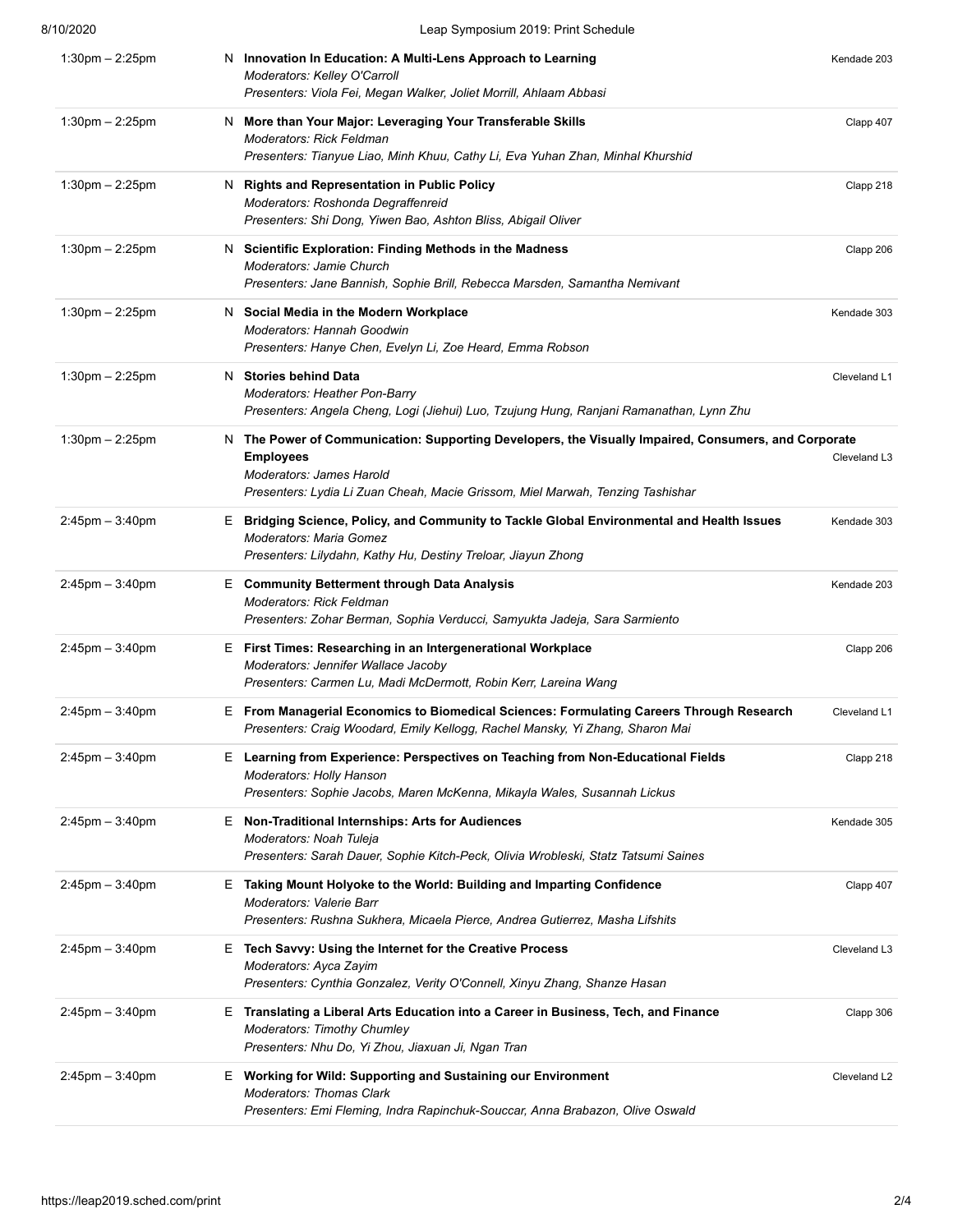| Time | | Session | Location |
|---|---|---|---|
| 1:30pm – 2:25pm | N | **Innovation In Education: A Multi-Lens Approach to Learning**<br>*Moderators: Kelley O'Carroll*<br>*Presenters: Viola Fei, Megan Walker, Joliet Morrill, Ahlaam Abbasi* | Kendade 203 |
| 1:30pm – 2:25pm | N | **More than Your Major: Leveraging Your Transferable Skills**<br>*Moderators: Rick Feldman*<br>*Presenters: Tianyue Liao, Minh Khuu, Cathy Li, Eva Yuhan Zhan, Minhal Khurshid* | Clapp 407 |
| 1:30pm – 2:25pm | N | **Rights and Representation in Public Policy**<br>*Moderators: Roshonda Degraffenreid*<br>*Presenters: Shi Dong, Yiwen Bao, Ashton Bliss, Abigail Oliver* | Clapp 218 |
| 1:30pm – 2:25pm | N | **Scientific Exploration: Finding Methods in the Madness**<br>*Moderators: Jamie Church*<br>*Presenters: Jane Bannish, Sophie Brill, Rebecca Marsden, Samantha Nemivant* | Clapp 206 |
| 1:30pm – 2:25pm | N | **Social Media in the Modern Workplace**<br>*Moderators: Hannah Goodwin*<br>*Presenters: Hanye Chen, Evelyn Li, Zoe Heard, Emma Robson* | Kendade 303 |
| 1:30pm – 2:25pm | N | **Stories behind Data**<br>*Moderators: Heather Pon-Barry*<br>*Presenters: Angela Cheng, Logi (Jiehui) Luo, Tzujung Hung, Ranjani Ramanathan, Lynn Zhu* | Cleveland L1 |
| 1:30pm – 2:25pm | N | **The Power of Communication: Supporting Developers, the Visually Impaired, Consumers, and Corporate Employees**<br>*Moderators: James Harold*<br>*Presenters: Lydia Li Zuan Cheah, Macie Grissom, Miel Marwah, Tenzing Tashishar* | Cleveland L3 |
| 2:45pm – 3:40pm | E | **Bridging Science, Policy, and Community to Tackle Global Environmental and Health Issues**<br>*Moderators: Maria Gomez*<br>*Presenters: Lilydahn, Kathy Hu, Destiny Treloar, Jiayun Zhong* | Kendade 303 |
| 2:45pm – 3:40pm | E | **Community Betterment through Data Analysis**<br>*Moderators: Rick Feldman*<br>*Presenters: Zohar Berman, Sophia Verducci, Samyukta Jadeja, Sara Sarmiento* | Kendade 203 |
| 2:45pm – 3:40pm | E | **First Times: Researching in an Intergenerational Workplace**<br>*Moderators: Jennifer Wallace Jacoby*<br>*Presenters: Carmen Lu, Madi McDermott, Robin Kerr, Lareina Wang* | Clapp 206 |
| 2:45pm – 3:40pm | E | **From Managerial Economics to Biomedical Sciences: Formulating Careers Through Research**<br>*Presenters: Craig Woodard, Emily Kellogg, Rachel Mansky, Yi Zhang, Sharon Mai* | Cleveland L1 |
| 2:45pm – 3:40pm | E | **Learning from Experience: Perspectives on Teaching from Non-Educational Fields**<br>*Moderators: Holly Hanson*<br>*Presenters: Sophie Jacobs, Maren McKenna, Mikayla Wales, Susannah Lickus* | Clapp 218 |
| 2:45pm – 3:40pm | E | **Non-Traditional Internships: Arts for Audiences**<br>*Moderators: Noah Tuleja*<br>*Presenters: Sarah Dauer, Sophie Kitch-Peck, Olivia Wrobleski, Statz Tatsumi Saines* | Kendade 305 |
| 2:45pm – 3:40pm | E | **Taking Mount Holyoke to the World: Building and Imparting Confidence**<br>*Moderators: Valerie Barr*<br>*Presenters: Rushna Sukhera, Micaela Pierce, Andrea Gutierrez, Masha Lifshits* | Clapp 407 |
| 2:45pm – 3:40pm | E | **Tech Savvy: Using the Internet for the Creative Process**<br>*Moderators: Ayca Zayim*<br>*Presenters: Cynthia Gonzalez, Verity O'Connell, Xinyu Zhang, Shanze Hasan* | Cleveland L3 |
| 2:45pm – 3:40pm | E | **Translating a Liberal Arts Education into a Career in Business, Tech, and Finance**<br>*Moderators: Timothy Chumley*<br>*Presenters: Nhu Do, Yi Zhou, Jiaxuan Ji, Ngan Tran* | Clapp 306 |
| 2:45pm – 3:40pm | E | **Working for Wild: Supporting and Sustaining our Environment**<br>*Moderators: Thomas Clark*<br>*Presenters: Emi Fleming, Indra Rapinchuk-Souccar, Anna Brabazon, Olive Oswald* | Cleveland L2 |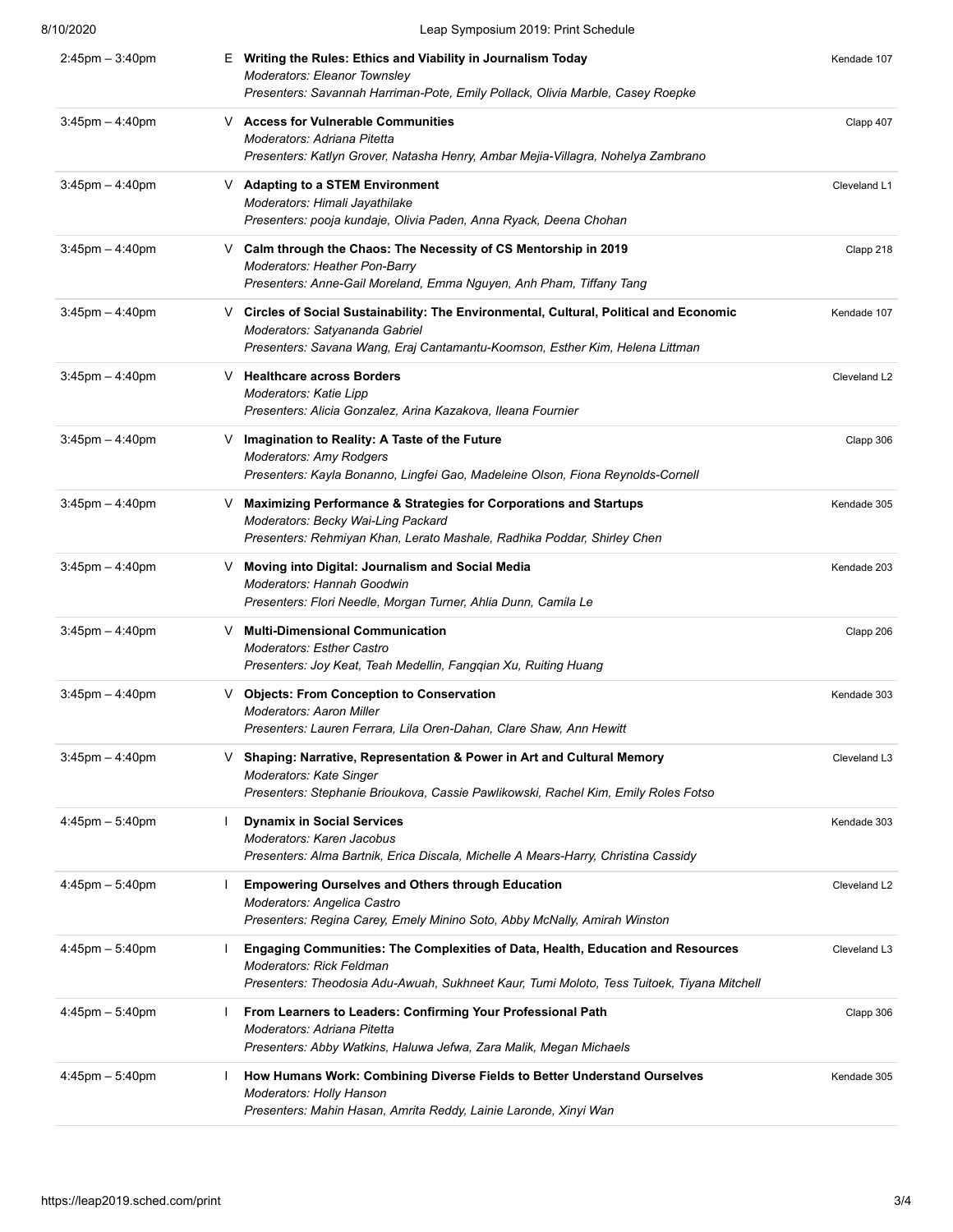| Time | Type | Session | Location |
|---|---|---|---|
| 2:45pm – 3:40pm | E | **Writing the Rules: Ethics and Viability in Journalism Today**<br>*Moderators: Eleanor Townsley*<br>*Presenters: Savannah Harriman-Pote, Emily Pollack, Olivia Marble, Casey Roepke* | Kendade 107 |
| 3:45pm – 4:40pm | V | **Access for Vulnerable Communities**<br>*Moderators: Adriana Pitetta*<br>*Presenters: Katlyn Grover, Natasha Henry, Ambar Mejia-Villagra, Nohelya Zambrano* | Clapp 407 |
| 3:45pm – 4:40pm | V | **Adapting to a STEM Environment**<br>*Moderators: Himali Jayathilake*<br>*Presenters: pooja kundaje, Olivia Paden, Anna Ryack, Deena Chohan* | Cleveland L1 |
| 3:45pm – 4:40pm | V | **Calm through the Chaos: The Necessity of CS Mentorship in 2019**<br>*Moderators: Heather Pon-Barry*<br>*Presenters: Anne-Gail Moreland, Emma Nguyen, Anh Pham, Tiffany Tang* | Clapp 218 |
| 3:45pm – 4:40pm | V | **Circles of Social Sustainability: The Environmental, Cultural, Political and Economic**<br>*Moderators: Satyananda Gabriel*<br>*Presenters: Savana Wang, Eraj Cantamantu-Koomson, Esther Kim, Helena Littman* | Kendade 107 |
| 3:45pm – 4:40pm | V | **Healthcare across Borders**<br>*Moderators: Katie Lipp*<br>*Presenters: Alicia Gonzalez, Arina Kazakova, Ileana Fournier* | Cleveland L2 |
| 3:45pm – 4:40pm | V | **Imagination to Reality: A Taste of the Future**<br>*Moderators: Amy Rodgers*<br>*Presenters: Kayla Bonanno, Lingfei Gao, Madeleine Olson, Fiona Reynolds-Cornell* | Clapp 306 |
| 3:45pm – 4:40pm | V | **Maximizing Performance & Strategies for Corporations and Startups**<br>*Moderators: Becky Wai-Ling Packard*<br>*Presenters: Rehmiyan Khan, Lerato Mashale, Radhika Poddar, Shirley Chen* | Kendade 305 |
| 3:45pm – 4:40pm | V | **Moving into Digital: Journalism and Social Media**<br>*Moderators: Hannah Goodwin*<br>*Presenters: Flori Needle, Morgan Turner, Ahlia Dunn, Camila Le* | Kendade 203 |
| 3:45pm – 4:40pm | V | **Multi-Dimensional Communication**<br>*Moderators: Esther Castro*<br>*Presenters: Joy Keat, Teah Medellin, Fangqian Xu, Ruiting Huang* | Clapp 206 |
| 3:45pm – 4:40pm | V | **Objects: From Conception to Conservation**<br>*Moderators: Aaron Miller*<br>*Presenters: Lauren Ferrara, Lila Oren-Dahan, Clare Shaw, Ann Hewitt* | Kendade 303 |
| 3:45pm – 4:40pm | V | **Shaping: Narrative, Representation & Power in Art and Cultural Memory**<br>*Moderators: Kate Singer*<br>*Presenters: Stephanie Brioukova, Cassie Pawlikowski, Rachel Kim, Emily Roles Fotso* | Cleveland L3 |
| 4:45pm – 5:40pm | I | **Dynamix in Social Services**<br>*Moderators: Karen Jacobus*<br>*Presenters: Alma Bartnik, Erica Discala, Michelle A Mears-Harry, Christina Cassidy* | Kendade 303 |
| 4:45pm – 5:40pm | I | **Empowering Ourselves and Others through Education**<br>*Moderators: Angelica Castro*<br>*Presenters: Regina Carey, Emely Minino Soto, Abby McNally, Amirah Winston* | Cleveland L2 |
| 4:45pm – 5:40pm | I | **Engaging Communities: The Complexities of Data, Health, Education and Resources**<br>*Moderators: Rick Feldman*<br>*Presenters: Theodosia Adu-Awuah, Sukhneet Kaur, Tumi Moloto, Tess Tuitoek, Tiyana Mitchell* | Cleveland L3 |
| 4:45pm – 5:40pm | I | **From Learners to Leaders: Confirming Your Professional Path**<br>*Moderators: Adriana Pitetta*<br>*Presenters: Abby Watkins, Haluwa Jefwa, Zara Malik, Megan Michaels* | Clapp 306 |
| 4:45pm – 5:40pm | I | **How Humans Work: Combining Diverse Fields to Better Understand Ourselves**<br>*Moderators: Holly Hanson*<br>*Presenters: Mahin Hasan, Amrita Reddy, Lainie Laronde, Xinyi Wan* | Kendade 305 |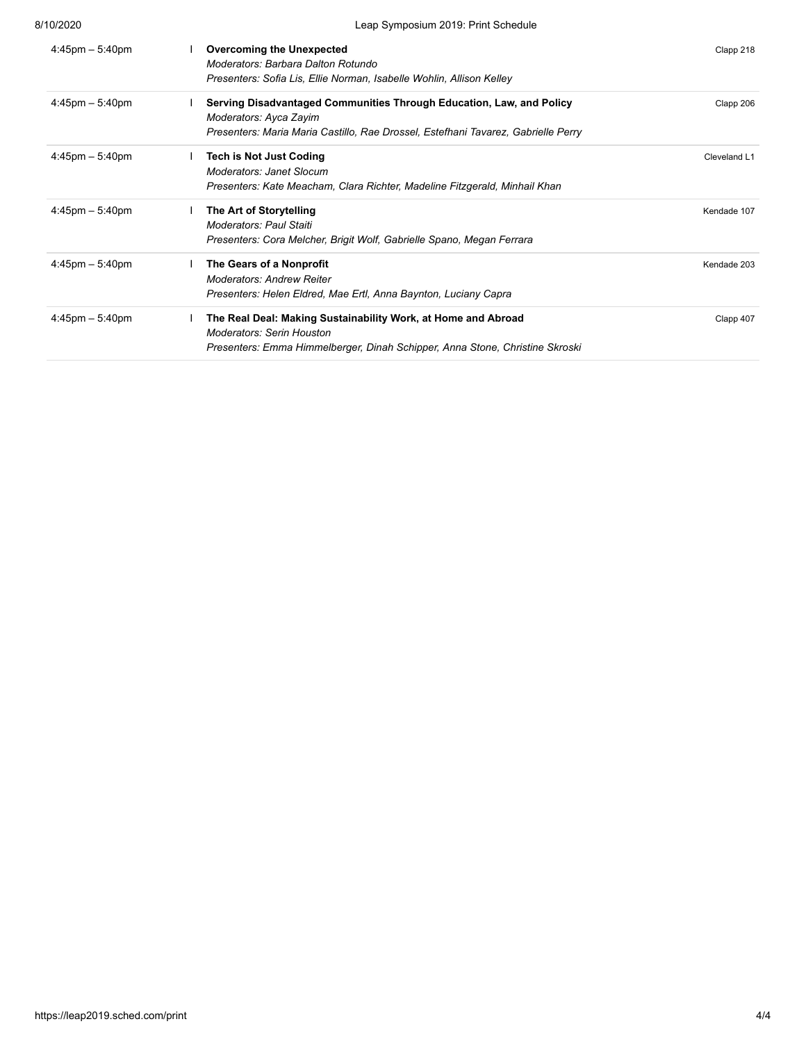| | | | |
|---|---|---|---|
| 4:45pm – 5:40pm | I | **Overcoming the Unexpected**<br>*Moderators: Barbara Dalton Rotundo*<br>*Presenters: Sofia Lis, Ellie Norman, Isabelle Wohlin, Allison Kelley* | Clapp 218 |
| 4:45pm – 5:40pm | I | **Serving Disadvantaged Communities Through Education, Law, and Policy**<br>*Moderators: Ayca Zayim*<br>*Presenters: Maria Maria Castillo, Rae Drossel, Estefhani Tavarez, Gabrielle Perry* | Clapp 206 |
| 4:45pm – 5:40pm | I | **Tech is Not Just Coding**<br>*Moderators: Janet Slocum*<br>*Presenters: Kate Meacham, Clara Richter, Madeline Fitzgerald, Minhail Khan* | Cleveland L1 |
| 4:45pm – 5:40pm | I | **The Art of Storytelling**<br>*Moderators: Paul Staiti*<br>*Presenters: Cora Melcher, Brigit Wolf, Gabrielle Spano, Megan Ferrara* | Kendade 107 |
| 4:45pm – 5:40pm | I | **The Gears of a Nonprofit**<br>*Moderators: Andrew Reiter*<br>*Presenters: Helen Eldred, Mae Ertl, Anna Baynton, Luciany Capra* | Kendade 203 |
| 4:45pm – 5:40pm | I | **The Real Deal: Making Sustainability Work, at Home and Abroad**<br>*Moderators: Serin Houston*<br>*Presenters: Emma Himmelberger, Dinah Schipper, Anna Stone, Christine Skroski* | Clapp 407 |